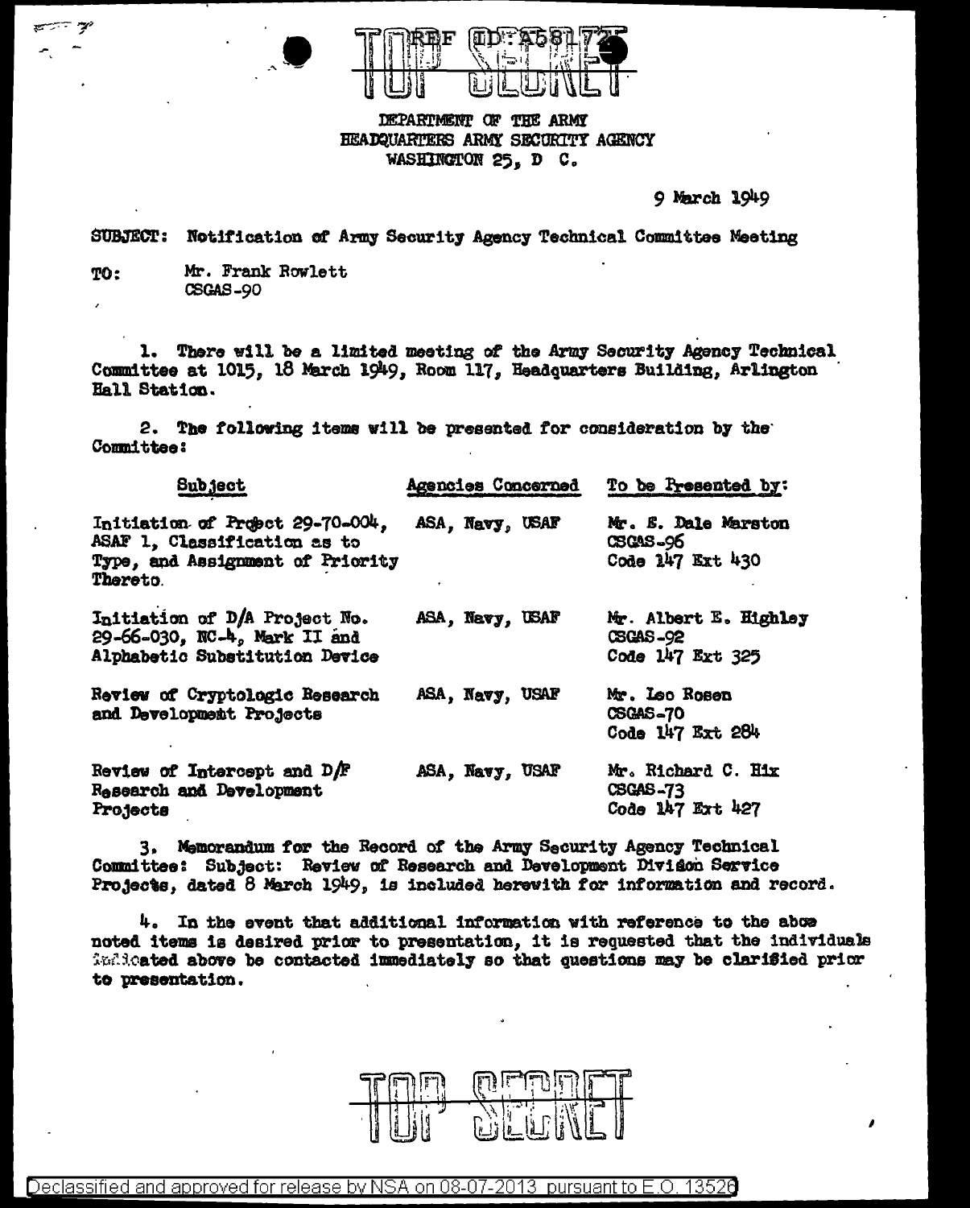REF ID:A58172

TOP SECRET

DEPARTMENT OF THE ARMY
HEADQUARTERS ARMY SECURITY AGENCY
WASHINGTON 25, D C.

9 March 1949

SUBJECT: Notification of Army Security Agency Technical Committee Meeting

TO: Mr. Frank Rowlett
CSGAS-90

1. There will be a limited meeting of the Army Security Agency Technical Committee at 1015, 18 March 1949, Room 117, Headquarters Building, Arlington Hall Station.

2. The following items will be presented for consideration by the Committee:

| Subject | Agencies Concerned | To be Presented by: |
|---|---|---|
| Initiation of Project 29-70-004, ASAF 1, Classification as to Type, and Assignment of Priority Thereto. | ASA, Navy, USAF | Mr. S. Dale Marston CSGAS-96 Code 147 Ext 430 |
| Initiation of D/A Project No. 29-66-030, NC-4, Mark II and Alphabetic Substitution Device | ASA, Navy, USAF | Mr. Albert E. Highley CSGAS-92 Code 147 Ext 325 |
| Review of Cryptologic Research and Development Projects | ASA, Navy, USAF | Mr. Leo Rosen CSGAS-70 Code 147 Ext 284 |
| Review of Intercept and D/F Research and Development Projects | ASA, Navy, USAF | Mr. Richard C. Hix CSGAS-73 Code 147 Ext 427 |

3. Memorandum for the Record of the Army Security Agency Technical Committee: Subject: Review of Research and Development Division Service Projects, dated 8 March 1949, is included herewith for information and record.

4. In the event that additional information with reference to the above noted items is desired prior to presentation, it is requested that the individuals indicated above be contacted immediately so that questions may be clarified prior to presentation.

TOP SECRET

Declassified and approved for release by NSA on 08-07-2013 pursuant to E.O. 13526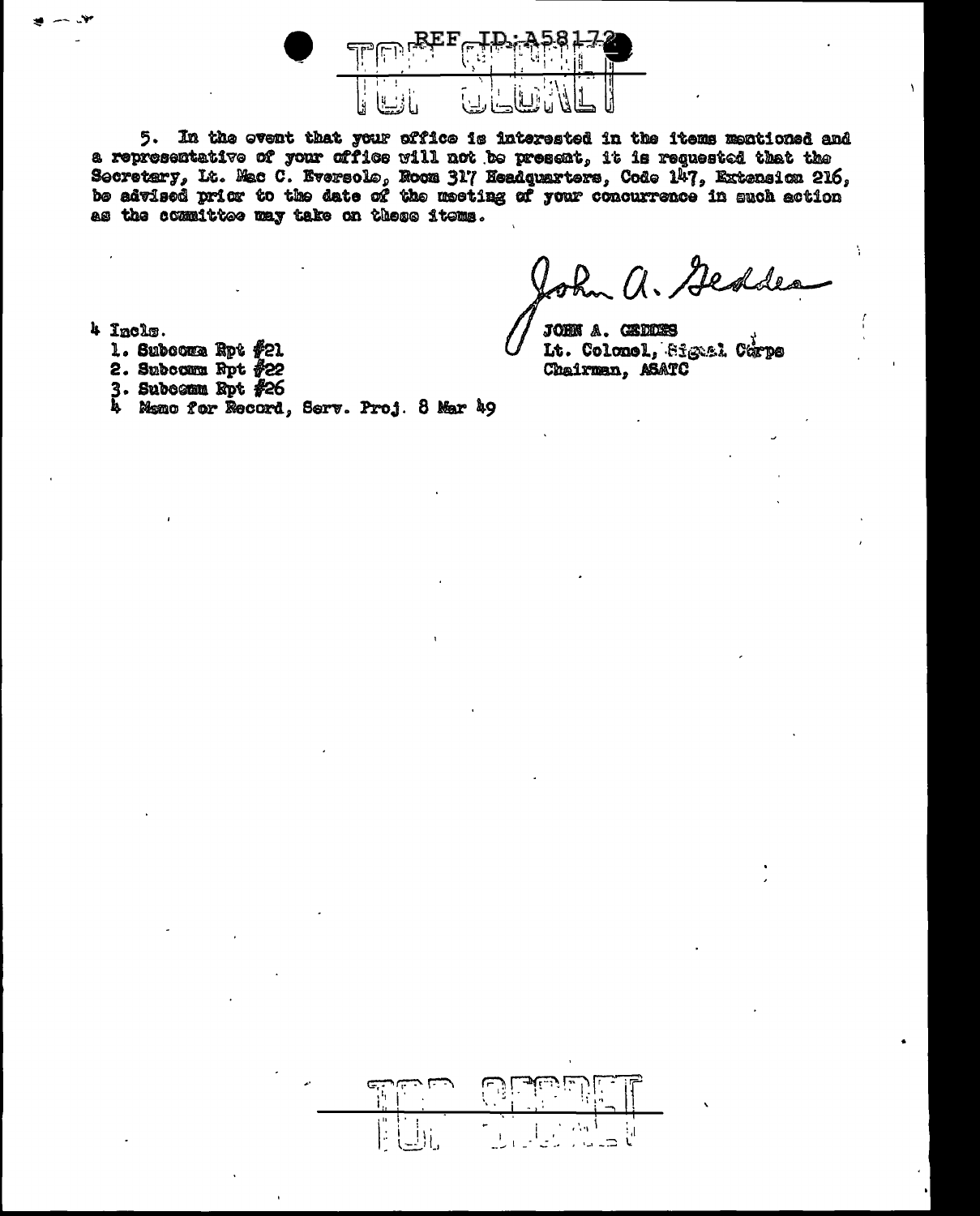TOP SECRET

5. In the event that your office is interested in the items mentioned and a representative of your office will not be present, it is requested that the Secretary, Lt. Mac C. Eversole, Room 317 Headquarters, Code 147, Extension 216, be advised prior to the date of the meeting of your concurrence in such action as the committee may take on these items.

John A. Geddes

JOHN A. GEDDES
Lt. Colonel, Signal Corps
Chairman, ASATC

4 Incls.
1. Subcomm Rpt #21
2. Subcomm Rpt #22
3. Subcomm Rpt #26
4. Memo for Record, Serv. Proj. 8 Mar 49

TOP SECRET